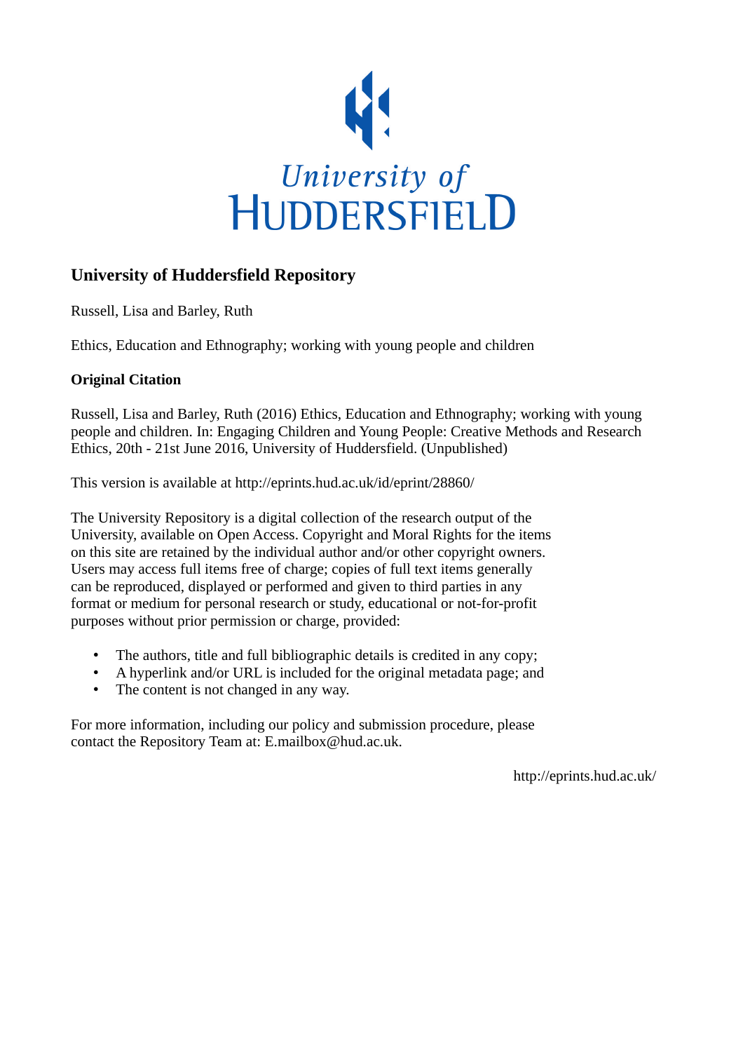University of HUDDERSFIELD

# University of Huddersfield Repository

Russell, Lisa and Barley, Ruth

Ethics, Education and Ethnography; working with young people and children

**Original Citation**

Russell, Lisa and Barley, Ruth (2016) Ethics, Education and Ethnography; working with young people and children. In: Engaging Children and Young People: Creative Methods and Research Ethics, 20th - 21st June 2016, University of Huddersfield. (Unpublished)

This version is available at http://eprints.hud.ac.uk/id/eprint/28860/

The University Repository is a digital collection of the research output of the University, available on Open Access. Copyright and Moral Rights for the items on this site are retained by the individual author and/or other copyright owners. Users may access full items free of charge; copies of full text items generally can be reproduced, displayed or performed and given to third parties in any format or medium for personal research or study, educational or not-for-profit purposes without prior permission or charge, provided:

- The authors, title and full bibliographic details is credited in any copy;
- A hyperlink and/or URL is included for the original metadata page; and
- The content is not changed in any way.

For more information, including our policy and submission procedure, please contact the Repository Team at: E.mailbox@hud.ac.uk.

http://eprints.hud.ac.uk/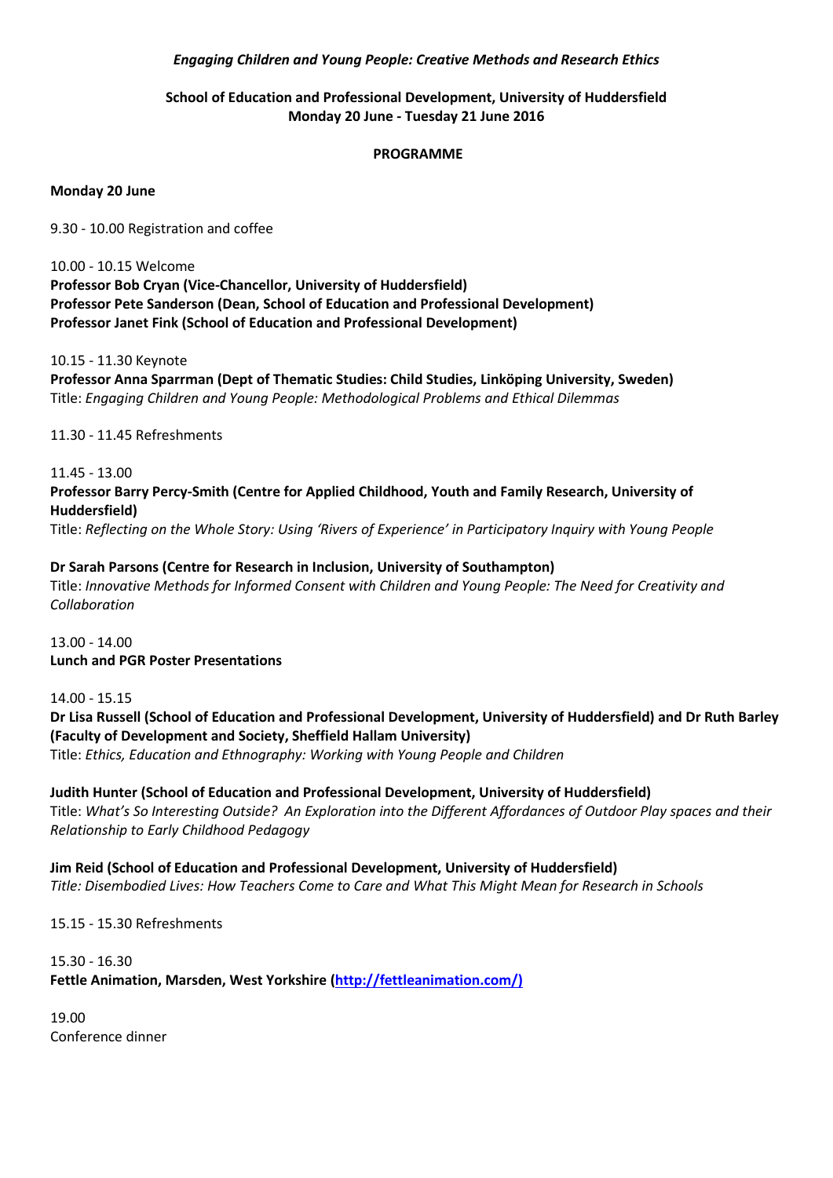*Engaging Children and Young People: Creative Methods and Research Ethics*

**School of Education and Professional Development, University of Huddersfield**
**Monday 20 June - Tuesday 21 June 2016**

**PROGRAMME**

**Monday 20 June**

9.30 - 10.00 Registration and coffee

10.00 - 10.15 Welcome
**Professor Bob Cryan (Vice-Chancellor, University of Huddersfield)**
**Professor Pete Sanderson (Dean, School of Education and Professional Development)**
**Professor Janet Fink (School of Education and Professional Development)**

10.15 - 11.30 Keynote
**Professor Anna Sparrman (Dept of Thematic Studies: Child Studies, Linköping University, Sweden)**
Title: *Engaging Children and Young People: Methodological Problems and Ethical Dilemmas*

11.30 - 11.45 Refreshments

11.45 - 13.00
**Professor Barry Percy-Smith (Centre for Applied Childhood, Youth and Family Research, University of Huddersfield)**
Title: *Reflecting on the Whole Story: Using 'Rivers of Experience' in Participatory Inquiry with Young People*

**Dr Sarah Parsons (Centre for Research in Inclusion, University of Southampton)**
Title: *Innovative Methods for Informed Consent with Children and Young People: The Need for Creativity and Collaboration*

13.00 - 14.00
**Lunch and PGR Poster Presentations**

14.00 - 15.15
**Dr Lisa Russell (School of Education and Professional Development, University of Huddersfield) and Dr Ruth Barley (Faculty of Development and Society, Sheffield Hallam University)**
Title: *Ethics, Education and Ethnography: Working with Young People and Children*

**Judith Hunter (School of Education and Professional Development, University of Huddersfield)**
Title: *What's So Interesting Outside? An Exploration into the Different Affordances of Outdoor Play spaces and their Relationship to Early Childhood Pedagogy*

**Jim Reid (School of Education and Professional Development, University of Huddersfield)**
*Title: Disembodied Lives: How Teachers Come to Care and What This Might Mean for Research in Schools*

15.15 - 15.30 Refreshments

15.30 - 16.30
**Fettle Animation, Marsden, West Yorkshire (http://fettleanimation.com/)**

19.00
Conference dinner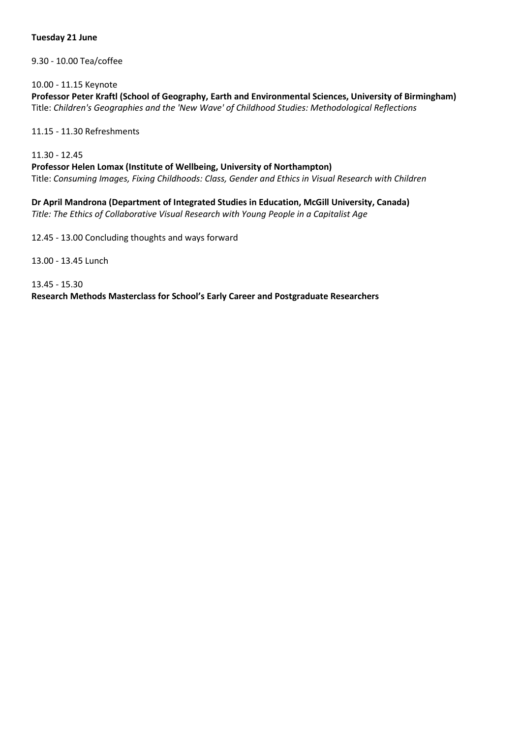**Tuesday 21 June**

9.30 - 10.00 Tea/coffee

10.00 - 11.15 Keynote
**Professor Peter Kraftl (School of Geography, Earth and Environmental Sciences, University of Birmingham)**
Title: *Children's Geographies and the 'New Wave' of Childhood Studies: Methodological Reflections*

11.15 - 11.30 Refreshments

11.30 - 12.45
**Professor Helen Lomax (Institute of Wellbeing, University of Northampton)**
Title: *Consuming Images, Fixing Childhoods: Class, Gender and Ethics in Visual Research with Children*

**Dr April Mandrona (Department of Integrated Studies in Education, McGill University, Canada)**
*Title: The Ethics of Collaborative Visual Research with Young People in a Capitalist Age*

12.45 - 13.00 Concluding thoughts and ways forward

13.00 - 13.45 Lunch

13.45 - 15.30
**Research Methods Masterclass for School's Early Career and Postgraduate Researchers**